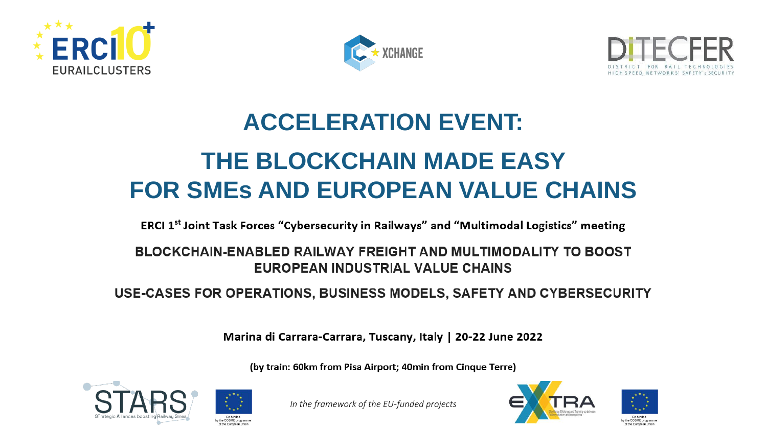# ACCELERATION EVENT:

# THE BLOCKCHAIN MADE EASY FOR SMEs AND EUROPEAN VALUE CHAINS

**ERCI 1st Joint Task Forces "Cybersecurity in Railways" and "Multimodal Logistics" meeting**

## BLOCKCHAIN-ENABLED RAILWAY FREIGHT AND MULTIMODALITY TO BOOST EUROPEAN INDUSTRIAL VALUE CHAINS

## USE-CASES FOR OPERATIONS, BUSINESS MODELS, SAFETY AND CYBERSECURITY

**Marina di Carrara-Carrara, Tuscany, Italy | 20-22 June 2022**

**(by train: 60km from Pisa Airport; 40min from Cinque Terre)**

*In the framework of the EU-funded projects*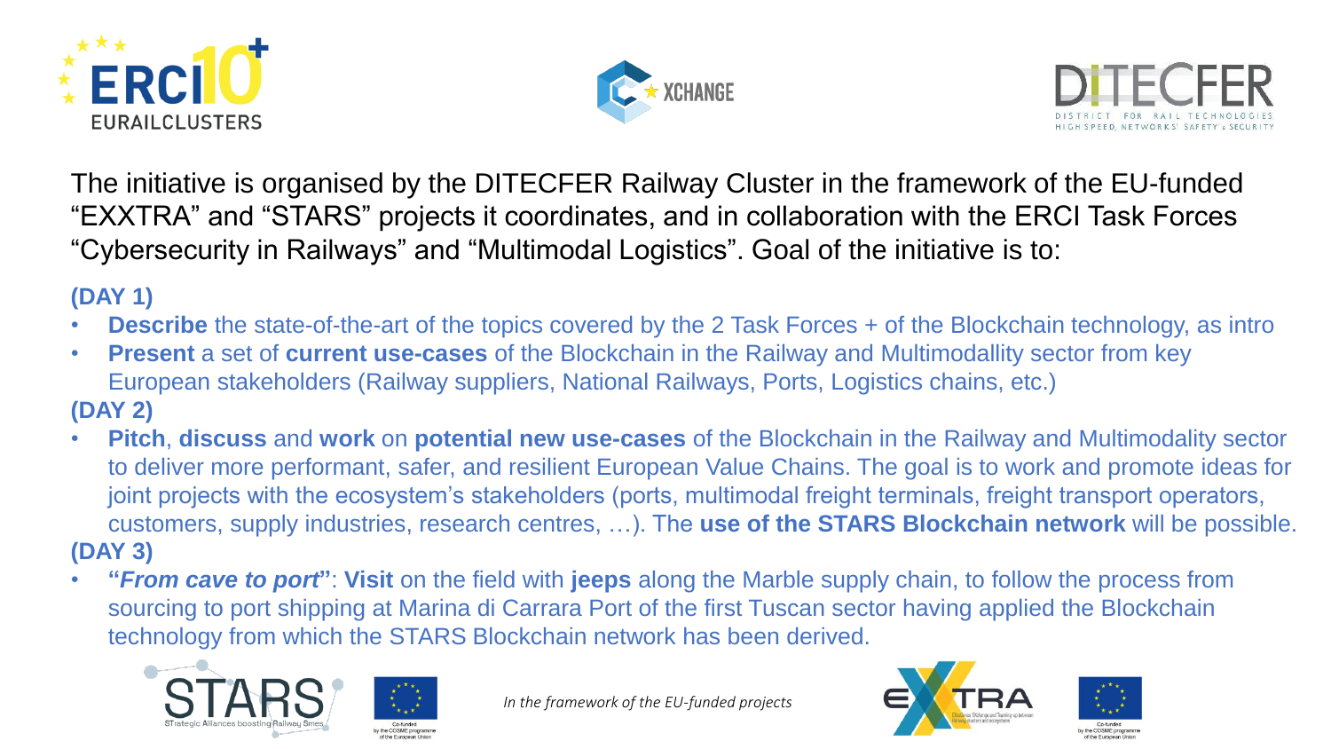The initiative is organised by the DITECFER Railway Cluster in the framework of the EU-funded "EXXTRA" and "STARS" projects it coordinates, and in collaboration with the ERCI Task Forces "Cybersecurity in Railways" and "Multimodal Logistics". Goal of the initiative is to:

**(DAY 1)**

- **Describe** the state-of-the-art of the topics covered by the 2 Task Forces + of the Blockchain technology, as intro
- **Present** a set of **current use-cases** of the Blockchain in the Railway and Multimodallity sector from key European stakeholders (Railway suppliers, National Railways, Ports, Logistics chains, etc.)

**(DAY 2)**

- **Pitch**, **discuss** and **work** on **potential new use-cases** of the Blockchain in the Railway and Multimodality sector to deliver more performant, safer, and resilient European Value Chains. The goal is to work and promote ideas for joint projects with the ecosystem's stakeholders (ports, multimodal freight terminals, freight transport operators, customers, supply industries, research centres, …). The **use of the STARS Blockchain network** will be possible.

**(DAY 3)**

- **"*From cave to port*"**: **Visit** on the field with **jeeps** along the Marble supply chain, to follow the process from sourcing to port shipping at Marina di Carrara Port of the first Tuscan sector having applied the Blockchain technology from which the STARS Blockchain network has been derived.

*In the framework of the EU-funded projects*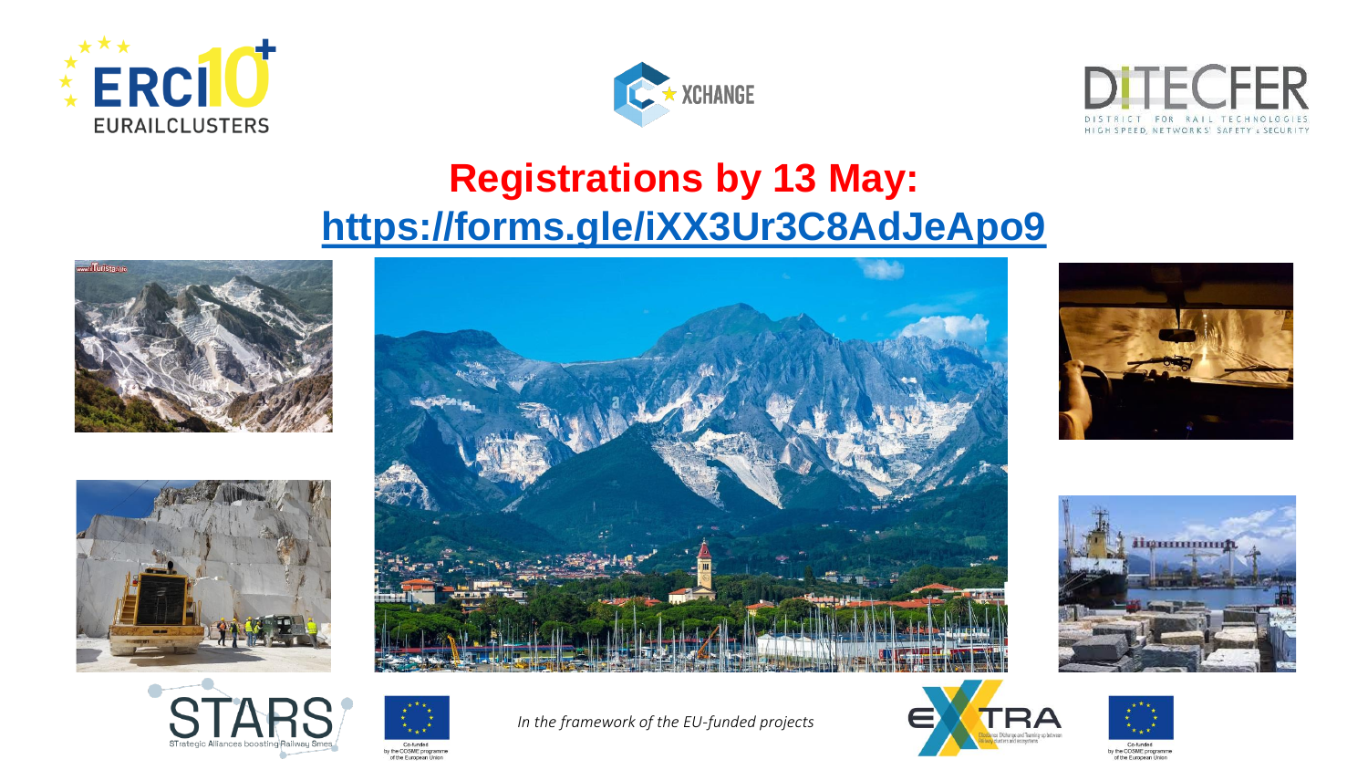# Registrations by 13 May:

## https://forms.gle/iXX3Ur3C8AdJeApo9

*In the framework of the EU-funded projects*